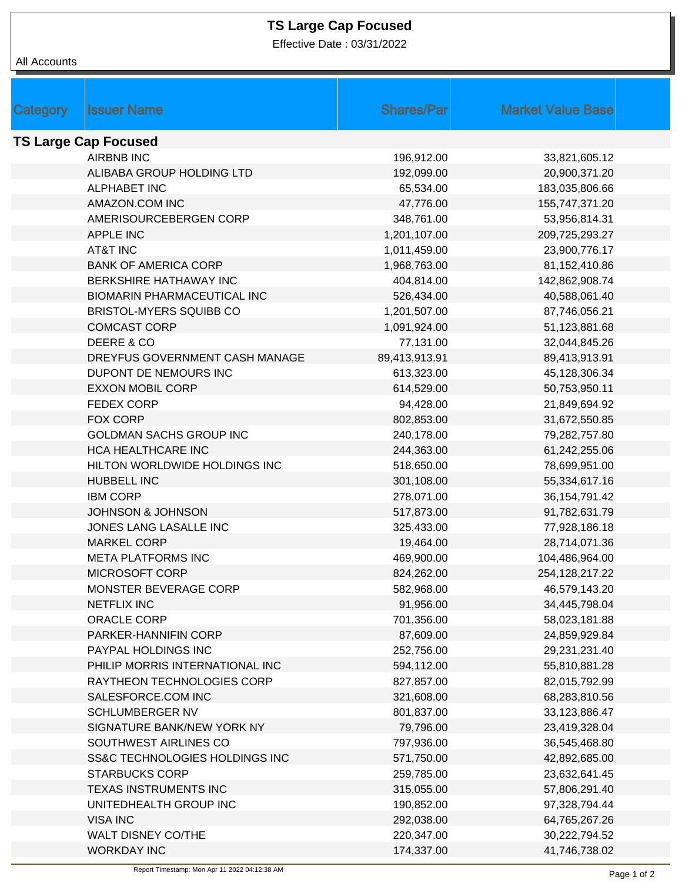# TS Large Cap Focused

Effective Date : 03/31/2022

All Accounts

| Category | Issuer Name | Shares/Par | Market Value Base |
|---|---|---|---|
| **TS Large Cap Focused** | | | |
| | AIRBNB INC | 196,912.00 | 33,821,605.12 |
| | ALIBABA GROUP HOLDING LTD | 192,099.00 | 20,900,371.20 |
| | ALPHABET INC | 65,534.00 | 183,035,806.66 |
| | AMAZON.COM INC | 47,776.00 | 155,747,371.20 |
| | AMERISOURCEBERGEN CORP | 348,761.00 | 53,956,814.31 |
| | APPLE INC | 1,201,107.00 | 209,725,293.27 |
| | AT&T INC | 1,011,459.00 | 23,900,776.17 |
| | BANK OF AMERICA CORP | 1,968,763.00 | 81,152,410.86 |
| | BERKSHIRE HATHAWAY INC | 404,814.00 | 142,862,908.74 |
| | BIOMARIN PHARMACEUTICAL INC | 526,434.00 | 40,588,061.40 |
| | BRISTOL-MYERS SQUIBB CO | 1,201,507.00 | 87,746,056.21 |
| | COMCAST CORP | 1,091,924.00 | 51,123,881.68 |
| | DEERE & CO | 77,131.00 | 32,044,845.26 |
| | DREYFUS GOVERNMENT CASH MANAGE | 89,413,913.91 | 89,413,913.91 |
| | DUPONT DE NEMOURS INC | 613,323.00 | 45,128,306.34 |
| | EXXON MOBIL CORP | 614,529.00 | 50,753,950.11 |
| | FEDEX CORP | 94,428.00 | 21,849,694.92 |
| | FOX CORP | 802,853.00 | 31,672,550.85 |
| | GOLDMAN SACHS GROUP INC | 240,178.00 | 79,282,757.80 |
| | HCA HEALTHCARE INC | 244,363.00 | 61,242,255.06 |
| | HILTON WORLDWIDE HOLDINGS INC | 518,650.00 | 78,699,951.00 |
| | HUBBELL INC | 301,108.00 | 55,334,617.16 |
| | IBM CORP | 278,071.00 | 36,154,791.42 |
| | JOHNSON & JOHNSON | 517,873.00 | 91,782,631.79 |
| | JONES LANG LASALLE INC | 325,433.00 | 77,928,186.18 |
| | MARKEL CORP | 19,464.00 | 28,714,071.36 |
| | META PLATFORMS INC | 469,900.00 | 104,486,964.00 |
| | MICROSOFT CORP | 824,262.00 | 254,128,217.22 |
| | MONSTER BEVERAGE CORP | 582,968.00 | 46,579,143.20 |
| | NETFLIX INC | 91,956.00 | 34,445,798.04 |
| | ORACLE CORP | 701,356.00 | 58,023,181.88 |
| | PARKER-HANNIFIN CORP | 87,609.00 | 24,859,929.84 |
| | PAYPAL HOLDINGS INC | 252,756.00 | 29,231,231.40 |
| | PHILIP MORRIS INTERNATIONAL INC | 594,112.00 | 55,810,881.28 |
| | RAYTHEON TECHNOLOGIES CORP | 827,857.00 | 82,015,792.99 |
| | SALESFORCE.COM INC | 321,608.00 | 68,283,810.56 |
| | SCHLUMBERGER NV | 801,837.00 | 33,123,886.47 |
| | SIGNATURE BANK/NEW YORK NY | 79,796.00 | 23,419,328.04 |
| | SOUTHWEST AIRLINES CO | 797,936.00 | 36,545,468.80 |
| | SS&C TECHNOLOGIES HOLDINGS INC | 571,750.00 | 42,892,685.00 |
| | STARBUCKS CORP | 259,785.00 | 23,632,641.45 |
| | TEXAS INSTRUMENTS INC | 315,055.00 | 57,806,291.40 |
| | UNITEDHEALTH GROUP INC | 190,852.00 | 97,328,794.44 |
| | VISA INC | 292,038.00 | 64,765,267.26 |
| | WALT DISNEY CO/THE | 220,347.00 | 30,222,794.52 |
| | WORKDAY INC | 174,337.00 | 41,746,738.02 |

Report Timestamp: Mon Apr 11 2022 04:12:38 AM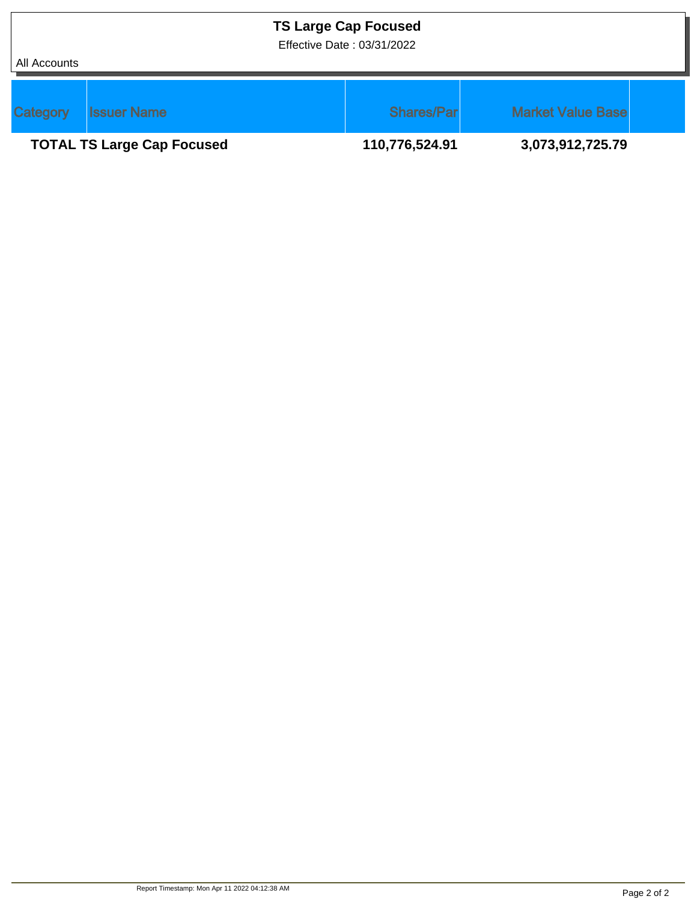# TS Large Cap Focused

Effective Date : 03/31/2022

All Accounts

| Category | Issuer Name | Shares/Par | Market Value Base |
|---|---|---|---|
| **TOTAL TS Large Cap Focused** | | **110,776,524.91** | **3,073,912,725.79** |

Report Timestamp: Mon Apr 11 2022 04:12:38 AM